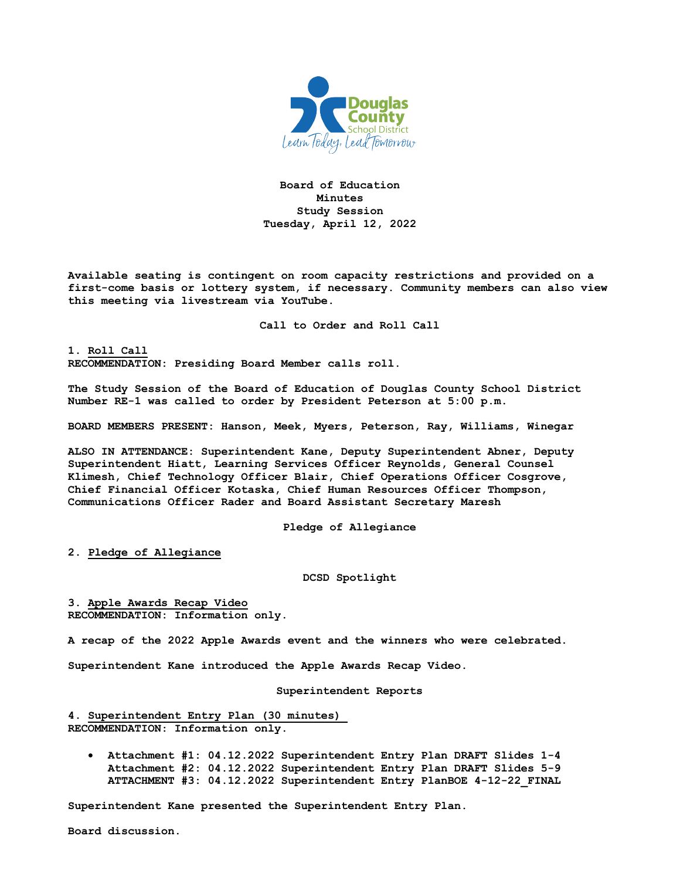# Board of Education
## Minutes
## Study Session
## Tuesday, April 12, 2022

**Available seating is contingent on room capacity restrictions and provided on a first-come basis or lottery system, if necessary. Community members can also view this meeting via livestream via YouTube.**

### Call to Order and Roll Call

**1. Roll Call**
**RECOMMENDATION: Presiding Board Member calls roll.**

**The Study Session of the Board of Education of Douglas County School District Number RE-1 was called to order by President Peterson at 5:00 p.m.**

**BOARD MEMBERS PRESENT: Hanson, Meek, Myers, Peterson, Ray, Williams, Winegar**

**ALSO IN ATTENDANCE: Superintendent Kane, Deputy Superintendent Abner, Deputy Superintendent Hiatt, Learning Services Officer Reynolds, General Counsel Klimesh, Chief Technology Officer Blair, Chief Operations Officer Cosgrove, Chief Financial Officer Kotaska, Chief Human Resources Officer Thompson, Communications Officer Rader and Board Assistant Secretary Maresh**

### Pledge of Allegiance

**2. Pledge of Allegiance**

### DCSD Spotlight

**3. Apple Awards Recap Video**
**RECOMMENDATION: Information only.**

**A recap of the 2022 Apple Awards event and the winners who were celebrated.**

**Superintendent Kane introduced the Apple Awards Recap Video.**

### Superintendent Reports

**4. Superintendent Entry Plan (30 minutes)**
**RECOMMENDATION: Information only.**

- **Attachment #1: 04.12.2022 Superintendent Entry Plan DRAFT Slides 1-4**
  **Attachment #2: 04.12.2022 Superintendent Entry Plan DRAFT Slides 5-9**
  **ATTACHMENT #3: 04.12.2022 Superintendent Entry PlanBOE 4-12-22_FINAL**

**Superintendent Kane presented the Superintendent Entry Plan.**

**Board discussion.**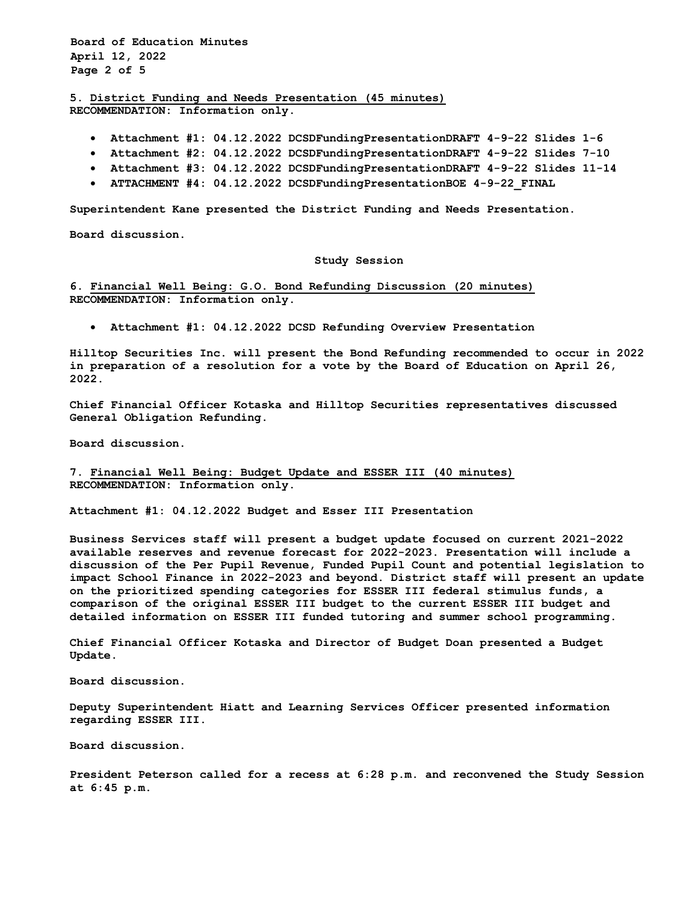## 5. District Funding and Needs Presentation (45 minutes)

**RECOMMENDATION: Information only.**

- **Attachment #1: 04.12.2022 DCSDFundingPresentationDRAFT 4-9-22 Slides 1-6**
- **Attachment #2: 04.12.2022 DCSDFundingPresentationDRAFT 4-9-22 Slides 7-10**
- **Attachment #3: 04.12.2022 DCSDFundingPresentationDRAFT 4-9-22 Slides 11-14**
- **ATTACHMENT #4: 04.12.2022 DCSDFundingPresentationBOE 4-9-22_FINAL**

**Superintendent Kane presented the District Funding and Needs Presentation.**

**Board discussion.**

### Study Session

## 6. Financial Well Being: G.O. Bond Refunding Discussion (20 minutes)

**RECOMMENDATION: Information only.**

- **Attachment #1: 04.12.2022 DCSD Refunding Overview Presentation**

**Hilltop Securities Inc. will present the Bond Refunding recommended to occur in 2022 in preparation of a resolution for a vote by the Board of Education on April 26, 2022.**

**Chief Financial Officer Kotaska and Hilltop Securities representatives discussed General Obligation Refunding.**

**Board discussion.**

## 7. Financial Well Being: Budget Update and ESSER III (40 minutes)

**RECOMMENDATION: Information only.**

**Attachment #1: 04.12.2022 Budget and Esser III Presentation**

**Business Services staff will present a budget update focused on current 2021-2022 available reserves and revenue forecast for 2022-2023. Presentation will include a discussion of the Per Pupil Revenue, Funded Pupil Count and potential legislation to impact School Finance in 2022-2023 and beyond. District staff will present an update on the prioritized spending categories for ESSER III federal stimulus funds, a comparison of the original ESSER III budget to the current ESSER III budget and detailed information on ESSER III funded tutoring and summer school programming.**

**Chief Financial Officer Kotaska and Director of Budget Doan presented a Budget Update.**

**Board discussion.**

**Deputy Superintendent Hiatt and Learning Services Officer presented information regarding ESSER III.**

**Board discussion.**

**President Peterson called for a recess at 6:28 p.m. and reconvened the Study Session at 6:45 p.m.**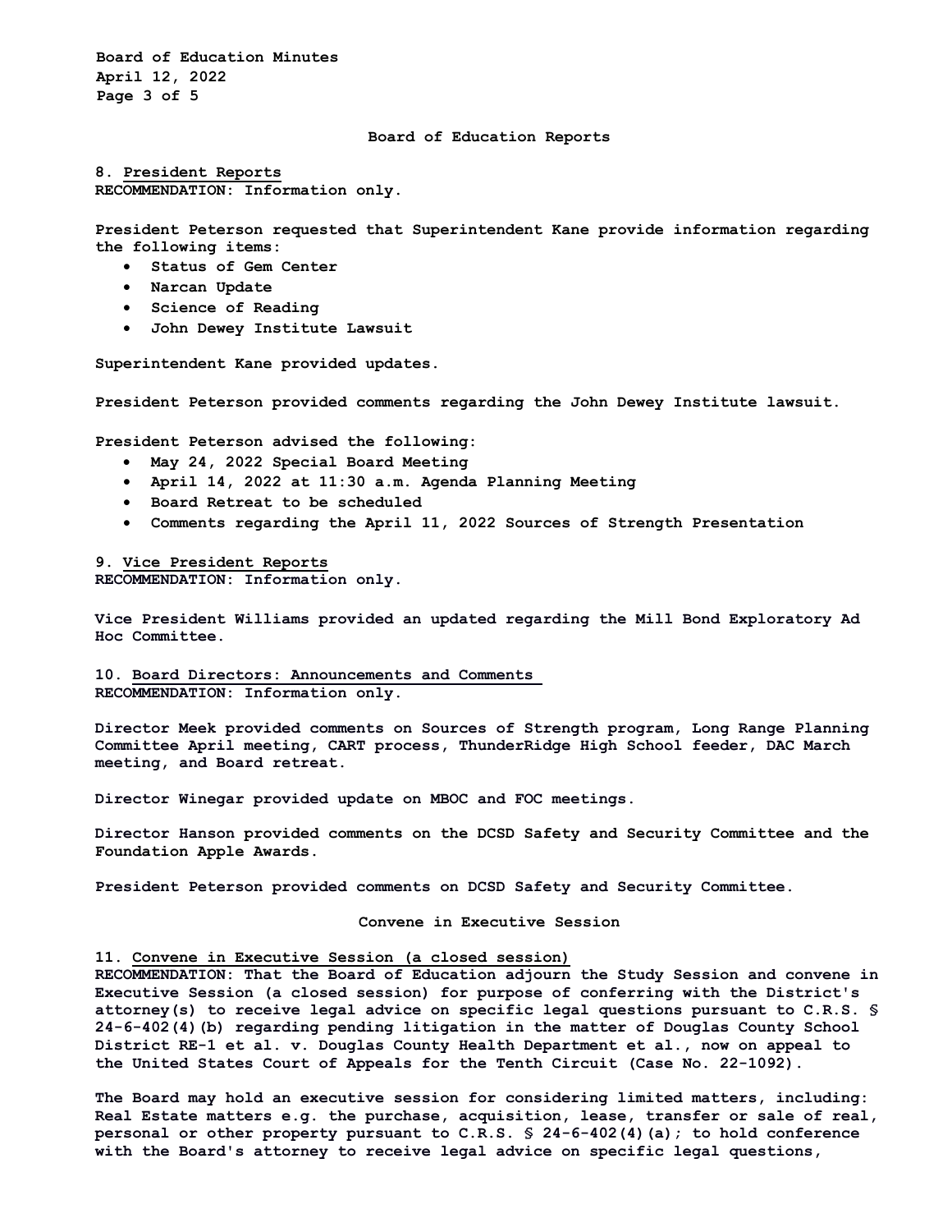## Board of Education Reports

**8. President Reports**
**RECOMMENDATION: Information only.**

President Peterson requested that Superintendent Kane provide information regarding the following items:

- Status of Gem Center
- Narcan Update
- Science of Reading
- John Dewey Institute Lawsuit

Superintendent Kane provided updates.

President Peterson provided comments regarding the John Dewey Institute lawsuit.

President Peterson advised the following:

- May 24, 2022 Special Board Meeting
- April 14, 2022 at 11:30 a.m. Agenda Planning Meeting
- Board Retreat to be scheduled
- Comments regarding the April 11, 2022 Sources of Strength Presentation

**9. Vice President Reports**
**RECOMMENDATION: Information only.**

Vice President Williams provided an updated regarding the Mill Bond Exploratory Ad Hoc Committee.

**10. Board Directors: Announcements and Comments**
**RECOMMENDATION: Information only.**

Director Meek provided comments on Sources of Strength program, Long Range Planning Committee April meeting, CART process, ThunderRidge High School feeder, DAC March meeting, and Board retreat.

Director Winegar provided update on MBOC and FOC meetings.

Director Hanson provided comments on the DCSD Safety and Security Committee and the Foundation Apple Awards.

President Peterson provided comments on DCSD Safety and Security Committee.

## Convene in Executive Session

**11. Convene in Executive Session (a closed session)**
**RECOMMENDATION: That the Board of Education adjourn the Study Session and convene in Executive Session (a closed session) for purpose of conferring with the District's attorney(s) to receive legal advice on specific legal questions pursuant to C.R.S. § 24-6-402(4)(b) regarding pending litigation in the matter of Douglas County School District RE-1 et al. v. Douglas County Health Department et al., now on appeal to the United States Court of Appeals for the Tenth Circuit (Case No. 22-1092).**

The Board may hold an executive session for considering limited matters, including: Real Estate matters e.g. the purchase, acquisition, lease, transfer or sale of real, personal or other property pursuant to C.R.S. § 24-6-402(4)(a); to hold conference with the Board's attorney to receive legal advice on specific legal questions,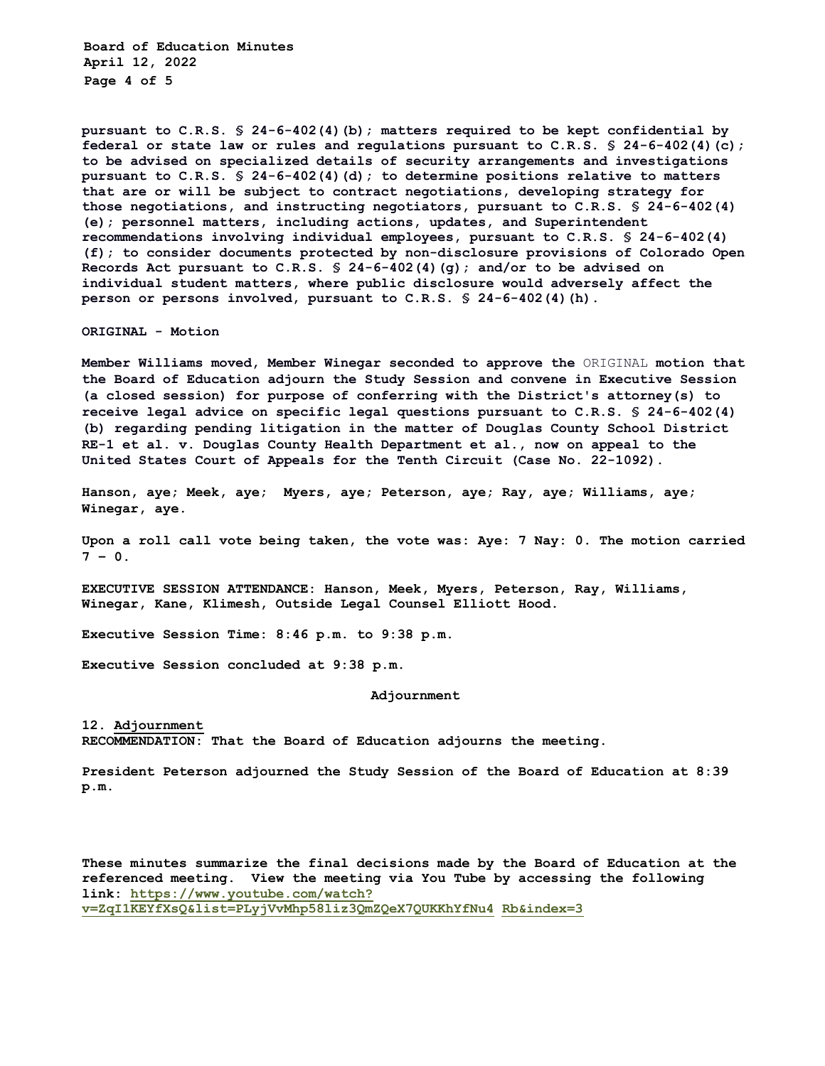**pursuant to C.R.S. § 24-6-402(4)(b); matters required to be kept confidential by federal or state law or rules and regulations pursuant to C.R.S. § 24-6-402(4)(c); to be advised on specialized details of security arrangements and investigations pursuant to C.R.S. § 24-6-402(4)(d); to determine positions relative to matters that are or will be subject to contract negotiations, developing strategy for those negotiations, and instructing negotiators, pursuant to C.R.S. § 24-6-402(4)(e); personnel matters, including actions, updates, and Superintendent recommendations involving individual employees, pursuant to C.R.S. § 24-6-402(4)(f); to consider documents protected by non-disclosure provisions of Colorado Open Records Act pursuant to C.R.S. § 24-6-402(4)(g); and/or to be advised on individual student matters, where public disclosure would adversely affect the person or persons involved, pursuant to C.R.S. § 24-6-402(4)(h).**

**ORIGINAL - Motion**

**Member Williams moved, Member Winegar seconded to approve the** ORIGINAL **motion that the Board of Education adjourn the Study Session and convene in Executive Session (a closed session) for purpose of conferring with the District's attorney(s) to receive legal advice on specific legal questions pursuant to C.R.S. § 24-6-402(4)(b) regarding pending litigation in the matter of Douglas County School District RE-1 et al. v. Douglas County Health Department et al., now on appeal to the United States Court of Appeals for the Tenth Circuit (Case No. 22-1092).**

**Hanson, aye; Meek, aye; Myers, aye; Peterson, aye; Ray, aye; Williams, aye; Winegar, aye.**

**Upon a roll call vote being taken, the vote was: Aye: 7 Nay: 0. The motion carried 7 – 0.**

**EXECUTIVE SESSION ATTENDANCE: Hanson, Meek, Myers, Peterson, Ray, Williams, Winegar, Kane, Klimesh, Outside Legal Counsel Elliott Hood.**

**Executive Session Time: 8:46 p.m. to 9:38 p.m.**

**Executive Session concluded at 9:38 p.m.**

## Adjournment

**12. Adjournment**
**RECOMMENDATION: That the Board of Education adjourns the meeting.**

**President Peterson adjourned the Study Session of the Board of Education at 8:39 p.m.**

**These minutes summarize the final decisions made by the Board of Education at the referenced meeting. View the meeting via You Tube by accessing the following link: https://www.youtube.com/watch?v=ZqI1KEYfXsQ&list=PLyjVvMhp58liz3QmZQeX7QUKKhYfNu4 Rb&index=3**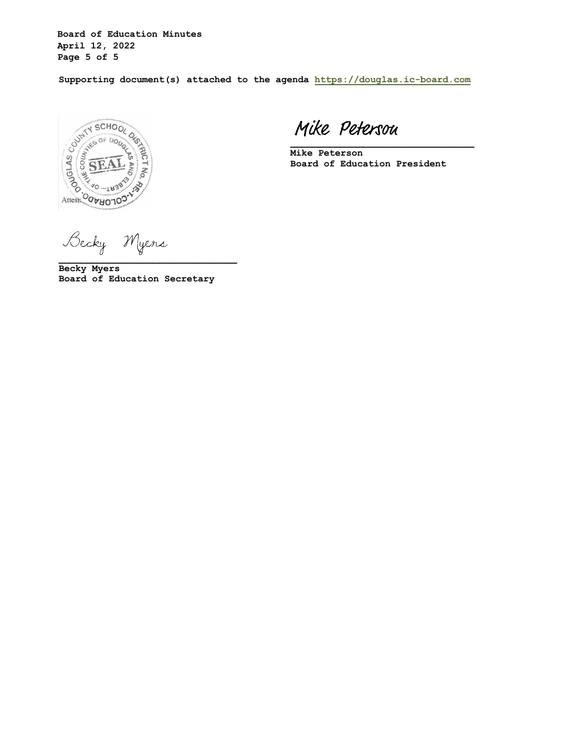**Supporting document(s) attached to the agenda https://douglas.ic-board.com**

Mike Peterson

**Mike Peterson**
**Board of Education President**

Attest:

Becky Myers

**Becky Myers**
**Board of Education Secretary**